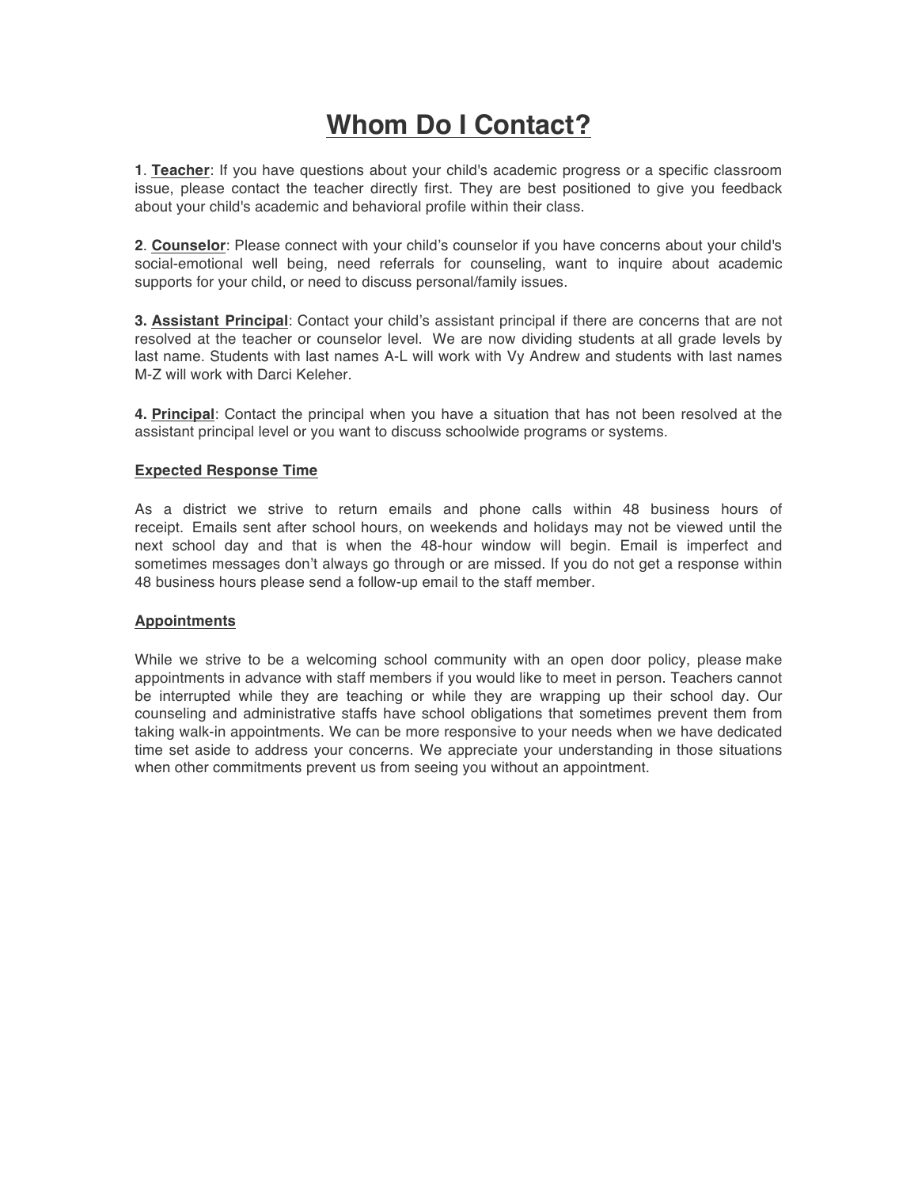# Whom Do I Contact?

**1**. **Teacher**: If you have questions about your child's academic progress or a specific classroom issue, please contact the teacher directly first. They are best positioned to give you feedback about your child's academic and behavioral profile within their class.

**2**. **Counselor**: Please connect with your child's counselor if you have concerns about your child's social-emotional well being, need referrals for counseling, want to inquire about academic supports for your child, or need to discuss personal/family issues.

**3. Assistant Principal**: Contact your child's assistant principal if there are concerns that are not resolved at the teacher or counselor level. We are now dividing students at all grade levels by last name. Students with last names A-L will work with Vy Andrew and students with last names M-Z will work with Darci Keleher.

**4. Principal**: Contact the principal when you have a situation that has not been resolved at the assistant principal level or you want to discuss schoolwide programs or systems.

**Expected Response Time**

As a district we strive to return emails and phone calls within 48 business hours of receipt. Emails sent after school hours, on weekends and holidays may not be viewed until the next school day and that is when the 48-hour window will begin. Email is imperfect and sometimes messages don't always go through or are missed. If you do not get a response within 48 business hours please send a follow-up email to the staff member.

**Appointments**

While we strive to be a welcoming school community with an open door policy, please make appointments in advance with staff members if you would like to meet in person. Teachers cannot be interrupted while they are teaching or while they are wrapping up their school day. Our counseling and administrative staffs have school obligations that sometimes prevent them from taking walk-in appointments. We can be more responsive to your needs when we have dedicated time set aside to address your concerns. We appreciate your understanding in those situations when other commitments prevent us from seeing you without an appointment.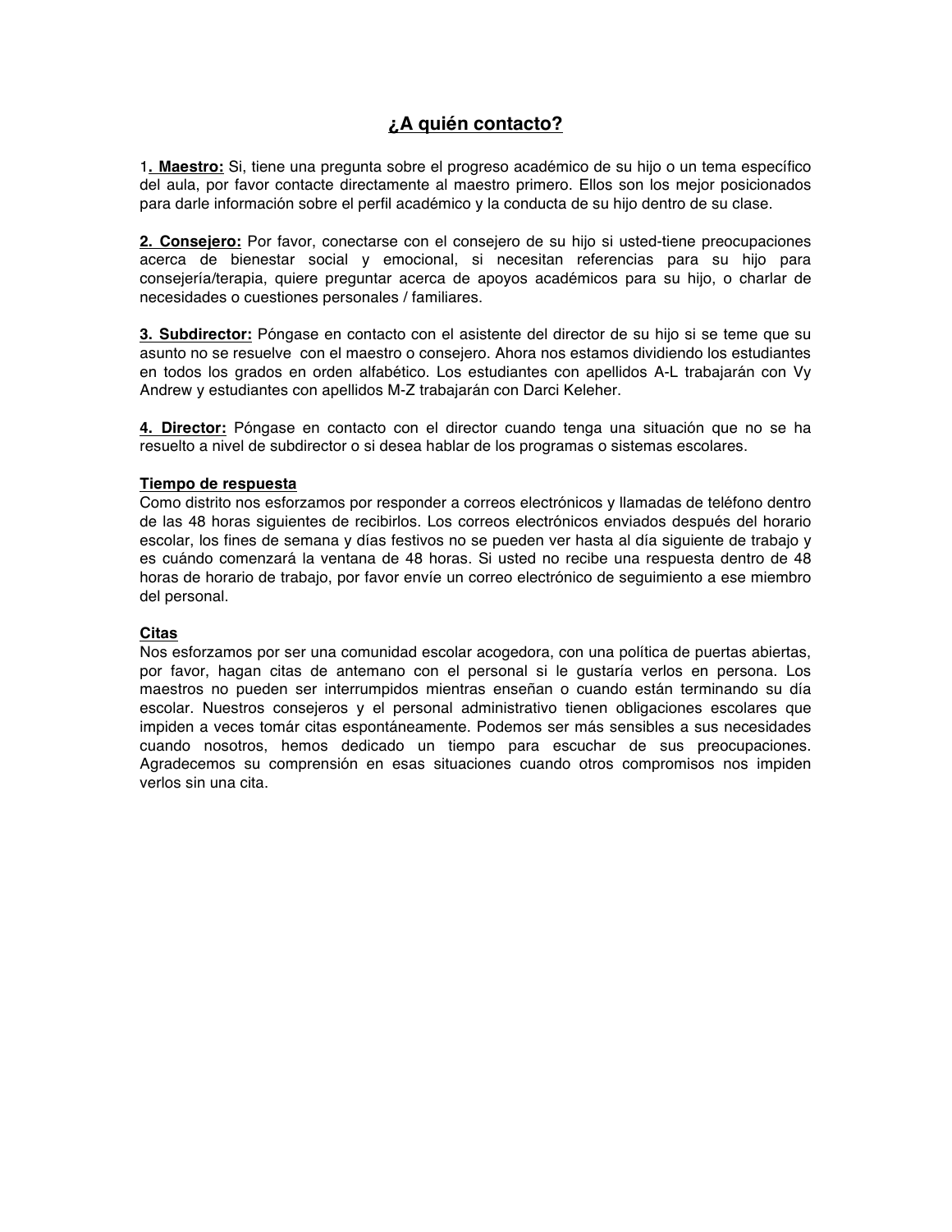## ¿A quién contacto?

1**. Maestro:** Si, tiene una pregunta sobre el progreso académico de su hijo o un tema específico del aula, por favor contacte directamente al maestro primero. Ellos son los mejor posicionados para darle información sobre el perfil académico y la conducta de su hijo dentro de su clase.

**2. Consejero:** Por favor, conectarse con el consejero de su hijo si usted-tiene preocupaciones acerca de bienestar social y emocional, si necesitan referencias para su hijo para consejería/terapia, quiere preguntar acerca de apoyos académicos para su hijo, o charlar de necesidades o cuestiones personales / familiares.

**3. Subdirector:** Póngase en contacto con el asistente del director de su hijo si se teme que su asunto no se resuelve con el maestro o consejero. Ahora nos estamos dividiendo los estudiantes en todos los grados en orden alfabético. Los estudiantes con apellidos A-L trabajarán con Vy Andrew y estudiantes con apellidos M-Z trabajarán con Darci Keleher.

**4. Director:** Póngase en contacto con el director cuando tenga una situación que no se ha resuelto a nivel de subdirector o si desea hablar de los programas o sistemas escolares.

**Tiempo de respuesta**

Como distrito nos esforzamos por responder a correos electrónicos y llamadas de teléfono dentro de las 48 horas siguientes de recibirlos. Los correos electrónicos enviados después del horario escolar, los fines de semana y días festivos no se pueden ver hasta al día siguiente de trabajo y es cuándo comenzará la ventana de 48 horas. Si usted no recibe una respuesta dentro de 48 horas de horario de trabajo, por favor envíe un correo electrónico de seguimiento a ese miembro del personal.

**Citas**

Nos esforzamos por ser una comunidad escolar acogedora, con una política de puertas abiertas, por favor, hagan citas de antemano con el personal si le gustaría verlos en persona. Los maestros no pueden ser interrumpidos mientras enseñan o cuando están terminando su día escolar. Nuestros consejeros y el personal administrativo tienen obligaciones escolares que impiden a veces tomár citas espontáneamente. Podemos ser más sensibles a sus necesidades cuando nosotros, hemos dedicado un tiempo para escuchar de sus preocupaciones. Agradecemos su comprensión en esas situaciones cuando otros compromisos nos impiden verlos sin una cita.